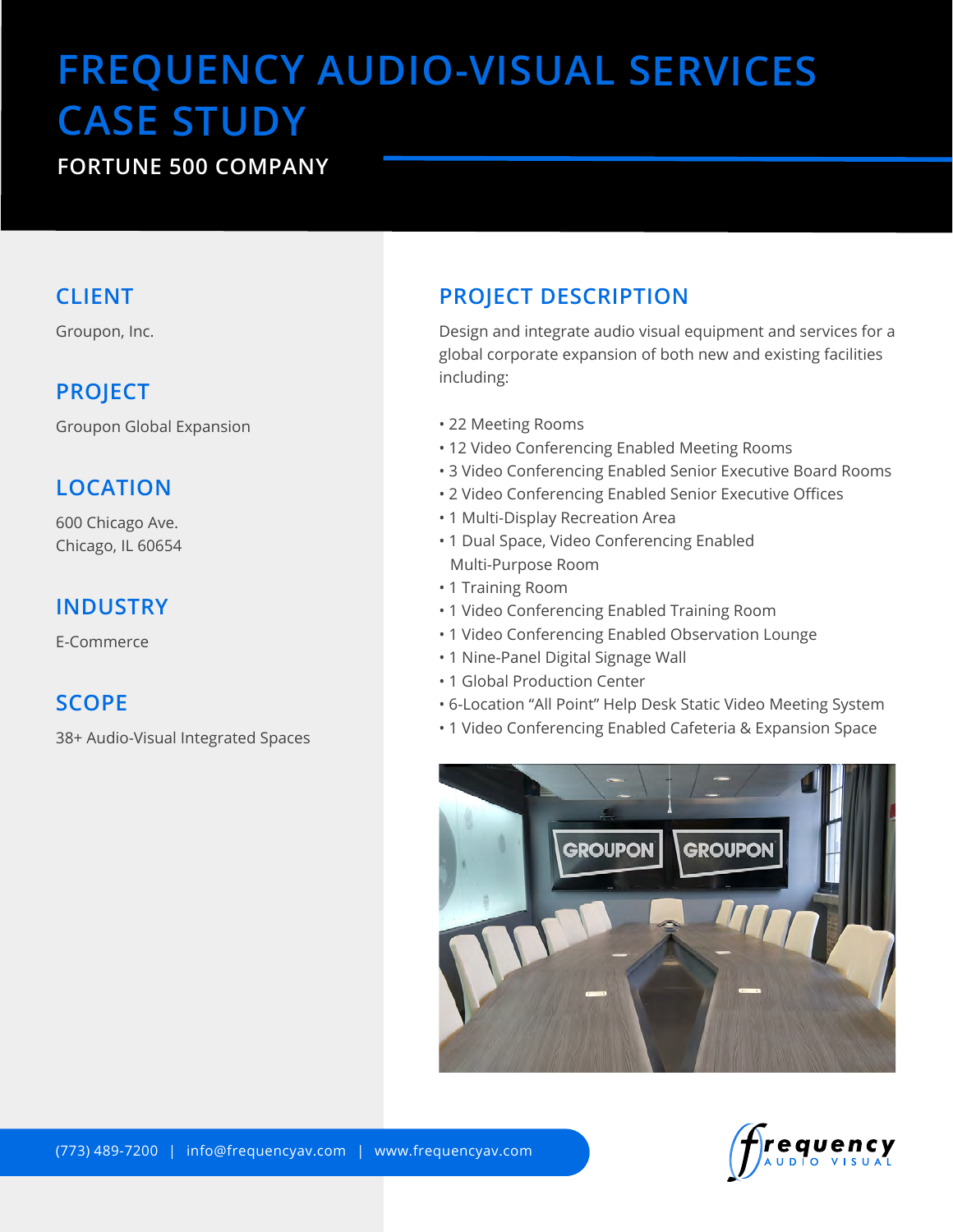# FREQUENCY AUDIO-VISUAL SERVICES CASE STUDY

## FORTUNE 500 COMPANY

## CLIENT

Groupon, Inc.

## PROJECT

Groupon Global Expansion

## LOCATION

600 Chicago Ave.
Chicago, IL 60654

## INDUSTRY

E-Commerce

## SCOPE

38+ Audio-Visual Integrated Spaces

## PROJECT DESCRIPTION

Design and integrate audio visual equipment and services for a global corporate expansion of both new and existing facilities including:

- 22 Meeting Rooms
- 12 Video Conferencing Enabled Meeting Rooms
- 3 Video Conferencing Enabled Senior Executive Board Rooms
- 2 Video Conferencing Enabled Senior Executive Offices
- 1 Multi-Display Recreation Area
- 1 Dual Space, Video Conferencing Enabled Multi-Purpose Room
- 1 Training Room
- 1 Video Conferencing Enabled Training Room
- 1 Video Conferencing Enabled Observation Lounge
- 1 Nine-Panel Digital Signage Wall
- 1 Global Production Center
- 6-Location "All Point" Help Desk Static Video Meeting System
- 1 Video Conferencing Enabled Cafeteria & Expansion Space

(773) 489-7200 | info@frequencyav.com | www.frequencyav.com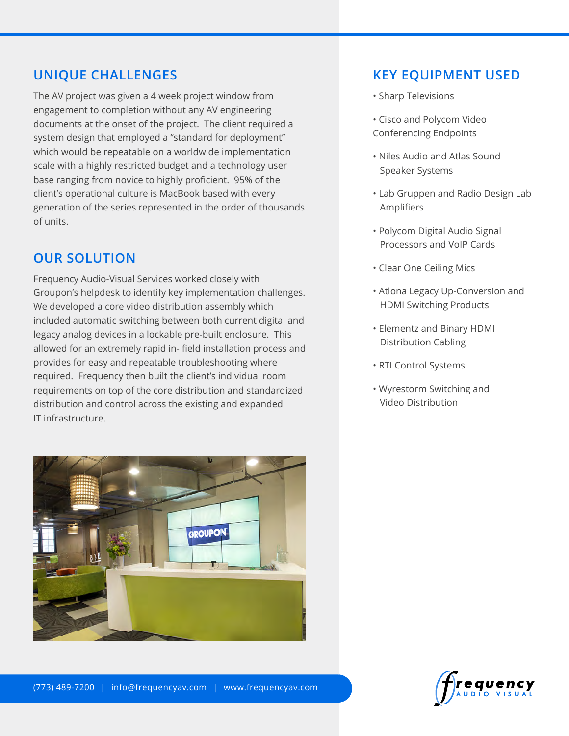## UNIQUE CHALLENGES

The AV project was given a 4 week project window from engagement to completion without any AV engineering documents at the onset of the project. The client required a system design that employed a "standard for deployment" which would be repeatable on a worldwide implementation scale with a highly restricted budget and a technology user base ranging from novice to highly proficient. 95% of the client's operational culture is MacBook based with every generation of the series represented in the order of thousands of units.

## OUR SOLUTION

Frequency Audio-Visual Services worked closely with Groupon's helpdesk to identify key implementation challenges. We developed a core video distribution assembly which included automatic switching between both current digital and legacy analog devices in a lockable pre-built enclosure. This allowed for an extremely rapid in- field installation process and provides for easy and repeatable troubleshooting where required. Frequency then built the client's individual room requirements on top of the core distribution and standardized distribution and control across the existing and expanded IT infrastructure.

## KEY EQUIPMENT USED

- Sharp Televisions
- Cisco and Polycom Video Conferencing Endpoints
- Niles Audio and Atlas Sound Speaker Systems
- Lab Gruppen and Radio Design Lab Amplifiers
- Polycom Digital Audio Signal Processors and VoIP Cards
- Clear One Ceiling Mics
- Atlona Legacy Up-Conversion and HDMI Switching Products
- Elementz and Binary HDMI Distribution Cabling
- RTI Control Systems
- Wyrestorm Switching and Video Distribution

(773) 489-7200 | info@frequencyav.com | www.frequencyav.com